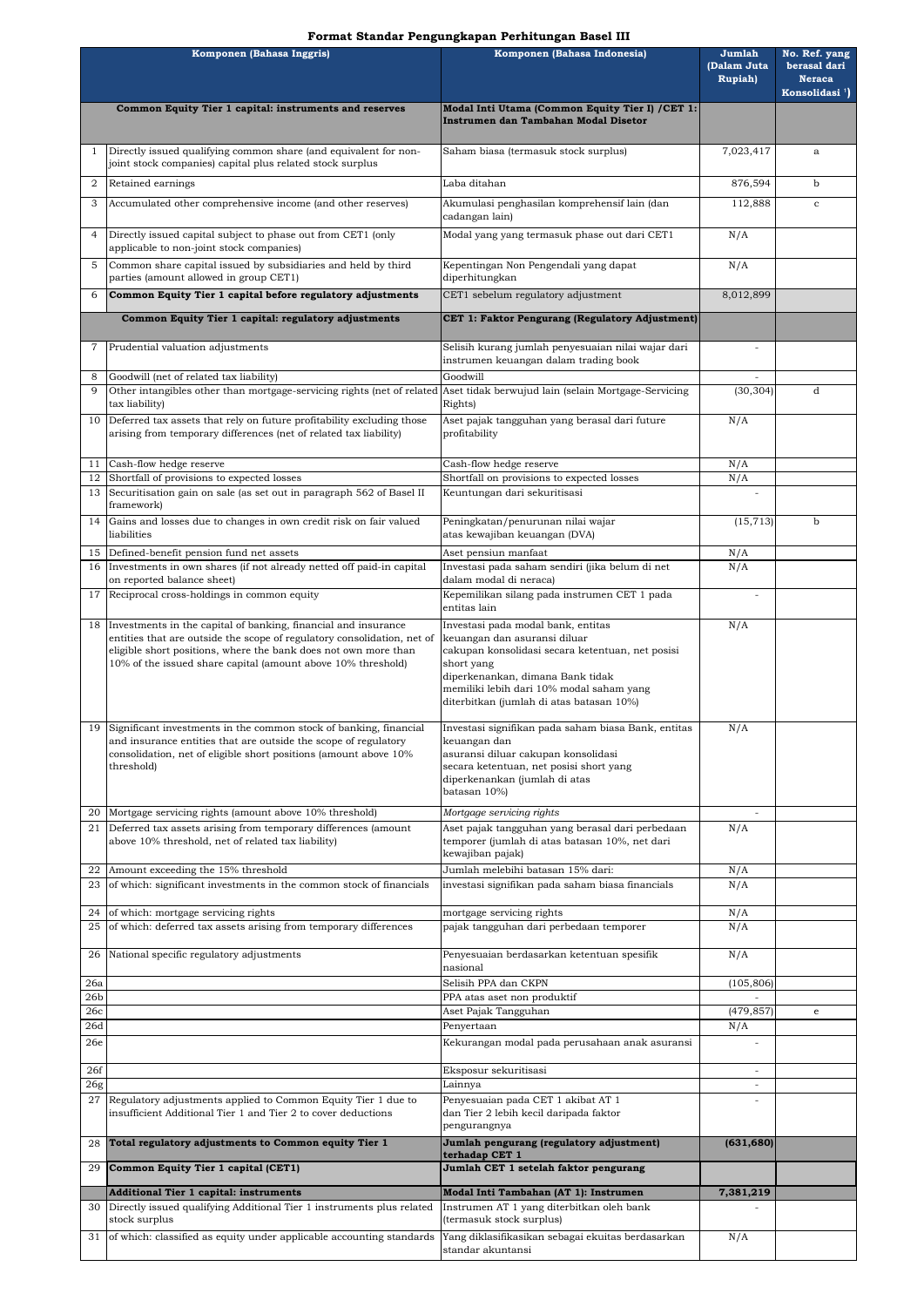# Format Standar Pengungkapan Perhitungan Basel III

| | Komponen (Bahasa Inggris) | Komponen (Bahasa Indonesia) | Jumlah (Dalam Juta Rupiah) | No. Ref. yang berasal dari Neraca Konsolidasi [1]) |
|---|---|---|---|---|
| | **Common Equity Tier 1 capital: instruments and reserves** | **Modal Inti Utama (Common Equity Tier I) /CET 1: Instrumen dan Tambahan Modal Disetor** | | |
| 1 | Directly issued qualifying common share (and equivalent for non-joint stock companies) capital plus related stock surplus | Saham biasa (termasuk stock surplus) | 7,023,417 | a |
| 2 | Retained earnings | Laba ditahan | 876,594 | b |
| 3 | Accumulated other comprehensive income (and other reserves) | Akumulasi penghasilan komprehensif lain (dan cadangan lain) | 112,888 | c |
| 4 | Directly issued capital subject to phase out from CET1 (only applicable to non-joint stock companies) | Modal yang yang termasuk phase out dari CET1 | N/A | |
| 5 | Common share capital issued by subsidiaries and held by third parties (amount allowed in group CET1) | Kepentingan Non Pengendali yang dapat diperhitungkan | N/A | |
| 6 | **Common Equity Tier 1 capital before regulatory adjustments** | CET1 sebelum regulatory adjustment | 8,012,899 | |
| | **Common Equity Tier 1 capital: regulatory adjustments** | **CET 1: Faktor Pengurang (Regulatory Adjustment)** | | |
| 7 | Prudential valuation adjustments | Selisih kurang jumlah penyesuaian nilai wajar dari instrumen keuangan dalam trading book | - | |
| 8 | Goodwill (net of related tax liability) | Goodwill | - | |
| 9 | Other intangibles other than mortgage-servicing rights (net of related tax liability) | Aset tidak berwujud lain (selain Mortgage-Servicing Rights) | (30,304) | d |
| 10 | Deferred tax assets that rely on future profitability excluding those arising from temporary differences (net of related tax liability) | Aset pajak tangguhan yang berasal dari future profitability | N/A | |
| 11 | Cash-flow hedge reserve | Cash-flow hedge reserve | N/A | |
| 12 | Shortfall of provisions to expected losses | Shortfall on provisions to expected losses | N/A | |
| 13 | Securitisation gain on sale (as set out in paragraph 562 of Basel II framework) | Keuntungan dari sekuritisasi | - | |
| 14 | Gains and losses due to changes in own credit risk on fair valued liabilities | Peningkatan/penurunan nilai wajar atas kewajiban keuangan (DVA) | (15,713) | b |
| 15 | Defined-benefit pension fund net assets | Aset pensiun manfaat | N/A | |
| 16 | Investments in own shares (if not already netted off paid-in capital on reported balance sheet) | Investasi pada saham sendiri (jika belum di net dalam modal di neraca) | N/A | |
| 17 | Reciprocal cross-holdings in common equity | Kepemilikan silang pada instrumen CET 1 pada entitas lain | - | |
| 18 | Investments in the capital of banking, financial and insurance entities that are outside the scope of regulatory consolidation, net of eligible short positions, where the bank does not own more than 10% of the issued share capital (amount above 10% threshold) | Investasi pada modal bank, entitas keuangan dan asuransi diluar cakupan konsolidasi secara ketentuan, net posisi short yang diperkenankan, dimana Bank tidak memiliki lebih dari 10% modal saham yang diterbitkan (jumlah di atas batasan 10%) | N/A | |
| 19 | Significant investments in the common stock of banking, financial and insurance entities that are outside the scope of regulatory consolidation, net of eligible short positions (amount above 10% threshold) | Investasi signifikan pada saham biasa Bank, entitas keuangan dan asuransi diluar cakupan konsolidasi secara ketentuan, net posisi short yang diperkenankan (jumlah di atas batasan 10%) | N/A | |
| 20 | Mortgage servicing rights (amount above 10% threshold) | *Mortgage servicing rights* | - | |
| 21 | Deferred tax assets arising from temporary differences (amount above 10% threshold, net of related tax liability) | Aset pajak tangguhan yang berasal dari perbedaan temporer (jumlah di atas batasan 10%, net dari kewajiban pajak) | N/A | |
| 22 | Amount exceeding the 15% threshold | Jumlah melebihi batasan 15% dari: | N/A | |
| 23 | of which: significant investments in the common stock of financials | investasi signifikan pada saham biasa financials | N/A | |
| 24 | of which: mortgage servicing rights | mortgage servicing rights | N/A | |
| 25 | of which: deferred tax assets arising from temporary differences | pajak tangguhan dari perbedaan temporer | N/A | |
| 26 | National specific regulatory adjustments | Penyesuaian berdasarkan ketentuan spesifik nasional | N/A | |
| 26a | | Selisih PPA dan CKPN | (105,806) | |
| 26b | | PPA atas aset non produktif | - | |
| 26c | | Aset Pajak Tangguhan | (479,857) | e |
| 26d | | Penyertaan | N/A | |
| 26e | | Kekurangan modal pada perusahaan anak asuransi | - | |
| 26f | | Eksposur sekuritisasi | - | |
| 26g | | Lainnya | - | |
| 27 | Regulatory adjustments applied to Common Equity Tier 1 due to insufficient Additional Tier 1 and Tier 2 to cover deductions | Penyesuaian pada CET 1 akibat AT 1 dan Tier 2 lebih kecil daripada faktor pengurangnya | - | |
| 28 | **Total regulatory adjustments to Common equity Tier 1** | **Jumlah pengurang (regulatory adjustment) terhadap CET 1** | **(631,680)** | |
| 29 | **Common Equity Tier 1 capital (CET1)** | **Jumlah CET 1 setelah faktor pengurang** | | |
| | **Additional Tier 1 capital: instruments** | **Modal Inti Tambahan (AT 1): Instrumen** | **7,381,219** | |
| 30 | Directly issued qualifying Additional Tier 1 instruments plus related stock surplus | Instrumen AT 1 yang diterbitkan oleh bank (termasuk stock surplus) | - | |
| 31 | of which: classified as equity under applicable accounting standards | Yang diklasifikasikan sebagai ekuitas berdasarkan standar akuntansi | N/A | |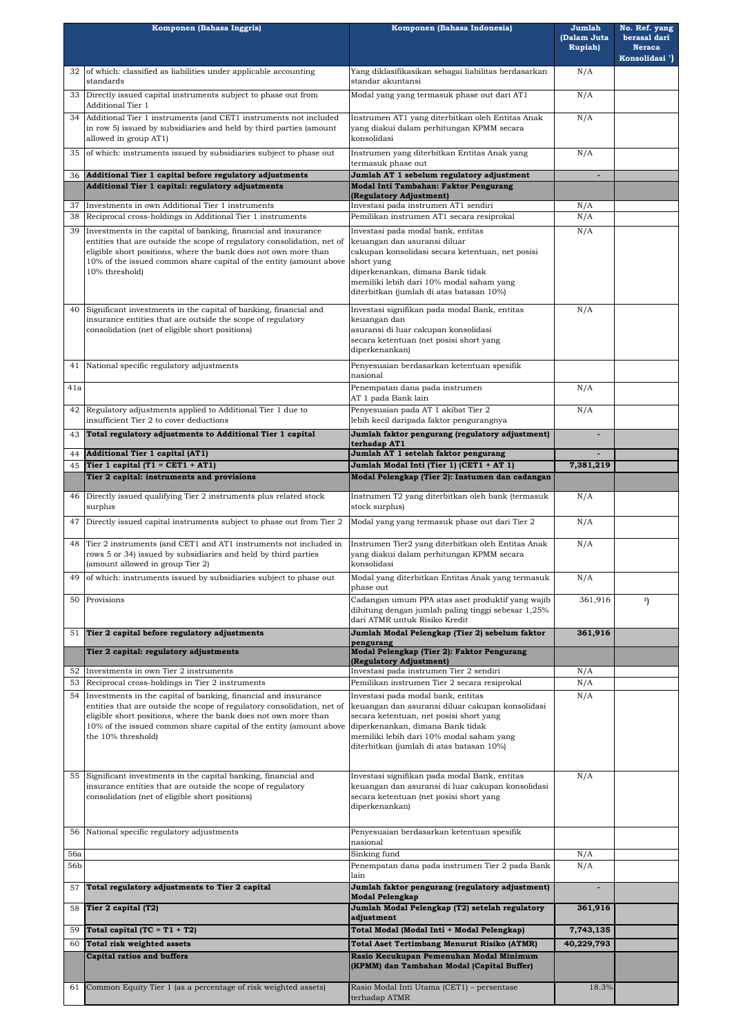| | Komponen (Bahasa Inggris) | Komponen (Bahasa Indonesia) | Jumlah (Dalam Juta Rupiah) | No. Ref. yang berasal dari Neraca Konsolidasi [1]) |
|---|---|---|---|---|
| 32 | of which: classified as liabilities under applicable accounting standards | Yang diklasifikasikan sebagai liabilitas berdasarkan standar akuntansi | N/A | |
| 33 | Directly issued capital instruments subject to phase out from Additional Tier 1 | Modal yang yang termasuk phase out dari AT1 | N/A | |
| 34 | Additional Tier 1 instruments (and CET1 instruments not included in row 5) issued by subsidiaries and held by third parties (amount allowed in group AT1) | Instrumen AT1 yang diterbitkan oleh Entitas Anak yang diakui dalam perhitungan KPMM secara konsolidasi | N/A | |
| 35 | of which: instruments issued by subsidiaries subject to phase out | Instrumen yang diterbitkan Entitas Anak yang termasuk phase out | N/A | |
| 36 | **Additional Tier 1 capital before regulatory adjustments** | **Jumlah AT 1 sebelum regulatory adjustment** | - | |
| | **Additional Tier 1 capital: regulatory adjustments** | **Modal Inti Tambahan: Faktor Pengurang (Regulatory Adjustment)** | | |
| 37 | Investments in own Additional Tier 1 instruments | Investasi pada instrumen AT1 sendiri | N/A | |
| 38 | Reciprocal cross-holdings in Additional Tier 1 instruments | Pemilikan instrumen AT1 secara resiprokal | N/A | |
| 39 | Investments in the capital of banking, financial and insurance entities that are outside the scope of regulatory consolidation, net of eligible short positions, where the bank does not own more than 10% of the issued common share capital of the entity (amount above 10% threshold) | Investasi pada modal bank, entitas keuangan dan asuransi diluar cakupan konsolidasi secara ketentuan, net posisi short yang diperkenankan, dimana Bank tidak memiliki lebih dari 10% modal saham yang diterbitkan (jumlah di atas batasan 10%) | N/A | |
| 40 | Significant investments in the capital of banking, financial and insurance entities that are outside the scope of regulatory consolidation (net of eligible short positions) | Investasi signifikan pada modal Bank, entitas keuangan dan asuransi di luar cakupan konsolidasi secara ketentuan (net posisi short yang diperkenankan) | N/A | |
| 41 | National specific regulatory adjustments | Penyesuaian berdasarkan ketentuan spesifik nasional | | |
| 41a | | Penempatan dana pada instrumen AT 1 pada Bank lain | N/A | |
| 42 | Regulatory adjustments applied to Additional Tier 1 due to insufficient Tier 2 to cover deductions | Penyesuaian pada AT 1 akibat Tier 2 lebih kecil daripada faktor pengurangnya | N/A | |
| 43 | **Total regulatory adjustments to Additional Tier 1 capital** | **Jumlah faktor pengurang (regulatory adjustment) terhadap AT1** | - | |
| 44 | **Additional Tier 1 capital (AT1)** | **Jumlah AT 1 setelah faktor pengurang** | - | |
| 45 | **Tier 1 capital (T1 = CET1 + AT1)** | **Jumlah Modal Inti (Tier 1) (CET1 + AT 1)** | **7,381,219** | |
| | **Tier 2 capital: instruments and provisions** | **Modal Pelengkap (Tier 2): Instumen dan cadangan** | | |
| 46 | Directly issued qualifying Tier 2 instruments plus related stock surplus | Instrumen T2 yang diterbitkan oleh bank (termasuk stock surplus) | N/A | |
| 47 | Directly issued capital instruments subject to phase out from Tier 2 | Modal yang yang termasuk phase out dari Tier 2 | N/A | |
| 48 | Tier 2 instruments (and CET1 and AT1 instruments not included in rows 5 or 34) issued by subsidiaries and held by third parties (amount allowed in group Tier 2) | Instrumen Tier2 yang diterbitkan oleh Entitas Anak yang diakui dalam perhitungan KPMM secara konsolidasi | N/A | |
| 49 | of which: instruments issued by subsidiaries subject to phase out | Modal yang diterbitkan Entitas Anak yang termasuk phase out | N/A | |
| 50 | Provisions | Cadangan umum PPA atas aset produktif yang wajib dihitung dengan jumlah paling tinggi sebesar 1,25% dari ATMR untuk Risiko Kredit | 361,916 | [3]) |
| 51 | **Tier 2 capital before regulatory adjustments** | **Jumlah Modal Pelengkap (Tier 2) sebelum faktor pengurang** | **361,916** | |
| | **Tier 2 capital: regulatory adjustments** | **Modal Pelengkap (Tier 2): Faktor Pengurang (Regulatory Adjustment)** | | |
| 52 | Investments in own Tier 2 instruments | Investasi pada instrumen Tier 2 sendiri | N/A | |
| 53 | Reciprocal cross-holdings in Tier 2 instruments | Pemilikan instrumen Tier 2 secara resiprokal | N/A | |
| 54 | Investments in the capital of banking, financial and insurance entities that are outside the scope of regulatory consolidation, net of eligible short positions, where the bank does not own more than 10% of the issued common share capital of the entity (amount above the 10% threshold) | Investasi pada modal bank, entitas keuangan dan asuransi diluar cakupan konsolidasi secara ketentuan, net posisi short yang diperkenankan, dimana Bank tidak memiliki lebih dari 10% modal saham yang diterbitkan (jumlah di atas batasan 10%) | N/A | |
| 55 | Significant investments in the capital banking, financial and insurance entities that are outside the scope of regulatory consolidation (net of eligible short positions) | Investasi signifikan pada modal Bank, entitas keuangan dan asuransi di luar cakupan konsolidasi secara ketentuan (net posisi short yang diperkenankan) | N/A | |
| 56 | National specific regulatory adjustments | Penyesuaian berdasarkan ketentuan spesifik nasional | | |
| 56a | | Sinking fund | N/A | |
| 56b | | Penempatan dana pada instrumen Tier 2 pada Bank lain | N/A | |
| 57 | **Total regulatory adjustments to Tier 2 capital** | **Jumlah faktor pengurang (regulatory adjustment) Modal Pelengkap** | - | |
| 58 | **Tier 2 capital (T2)** | **Jumlah Modal Pelengkap (T2) setelah regulatory adjustment** | **361,916** | |
| 59 | **Total capital (TC = T1 + T2)** | **Total Modal (Modal Inti + Modal Pelengkap)** | **7,743,135** | |
| 60 | **Total risk weighted assets** | **Total Aset Tertimbang Menurut Risiko (ATMR)** | **40,229,793** | |
| | **Capital ratios and buffers** | **Rasio Kecukupan Pemenuhan Modal Minimum (KPMM) dan Tambahan Modal (Capital Buffer)** | | |
| 61 | Common Equity Tier 1 (as a percentage of risk weighted assets) | Rasio Modal Inti Utama (CET1) – persentase terhadap ATMR | 18.3% | |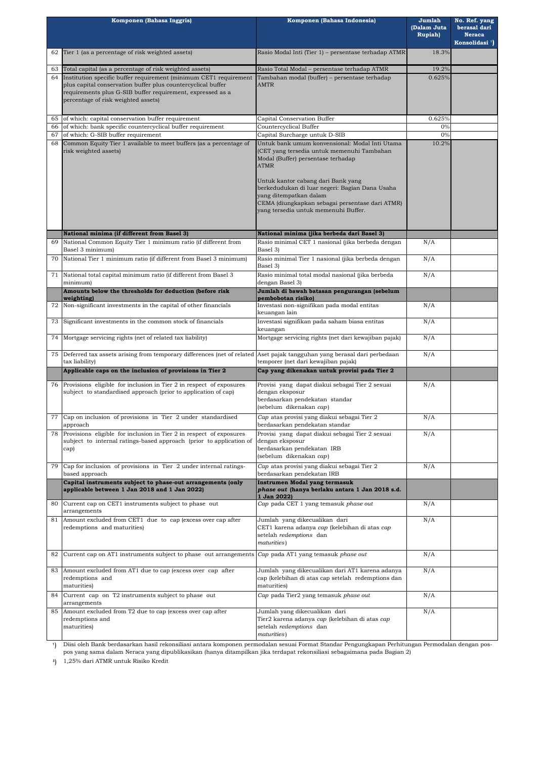| | Komponen (Bahasa Inggris) | Komponen (Bahasa Indonesia) | Jumlah (Dalam Juta Rupiah) | No. Ref. yang berasal dari Neraca Konsolidasi [1] |
|---|---|---|---|---|
| 62 | Tier 1 (as a percentage of risk weighted assets) | Rasio Modal Inti (Tier 1) – persentase terhadap ATMR | 18.3% | |
| 63 | Total capital (as a percentage of risk weighted assets) | Rasio Total Modal – persentase terhadap ATMR | 19.2% | |
| 64 | Institution specific buffer requirement (minimum CET1 requirement plus capital conservation buffer plus countercyclical buffer requirements plus G-SIB buffer requirement, expressed as a percentage of risk weighted assets) | Tambahan modal (buffer) – persentase terhadap AMTR | 0.625% | |
| 65 | of which: capital conservation buffer requirement | Capital Conservation Buffer | 0.625% | |
| 66 | of which: bank specific countercyclical buffer requirement | Countercyclical Buffer | 0% | |
| 67 | of which: G-SIB buffer requirement | Capital Surcharge untuk D-SIB | 0% | |
| 68 | Common Equity Tier 1 available to meet buffers (as a percentage of risk weighted assets) | Untuk bank umum konvensional: Modal Inti Utama (CET yang tersedia untuk memenuhi Tambahan Modal (Buffer) persentase terhadap ATMR<br><br>Untuk kantor cabang dari Bank yang berkedudukan di luar negeri: Bagian Dana Usaha yang ditempatkan dalam CEMA (diungkapkan sebagai persentase dari ATMR) yang tersedia untuk memenuhi Buffer. | 10.2% | |
| | **National minima (if different from Basel 3)** | **National minima (jika berbeda dari Basel 3)** | | |
| 69 | National Common Equity Tier 1 minimum ratio (if different from Basel 3 minimum) | Rasio minimal CET 1 nasional (jika berbeda dengan Basel 3) | N/A | |
| 70 | National Tier 1 minimum ratio (if different from Basel 3 minimum) | Rasio minimal Tier 1 nasional (jika berbeda dengan Basel 3) | N/A | |
| 71 | National total capital minimum ratio (if different from Basel 3 minimum) | Rasio minimal total modal nasional (jika berbeda dengan Basel 3) | N/A | |
| | **Amounts below the thresholds for deduction (before risk weighting)** | **Jumlah di bawah batasan pengurangan (sebelum pembobotan risiko)** | | |
| 72 | Non-significant investments in the capital of other financials | Investasi non-signifikan pada modal entitas keuangan lain | N/A | |
| 73 | Significant investments in the common stock of financials | Investasi signifikan pada saham biasa entitas keuangan | N/A | |
| 74 | Mortgage servicing rights (net of related tax liability) | Mortgage servicing rights (net dari kewajiban pajak) | N/A | |
| 75 | Deferred tax assets arising from temporary differences (net of related tax liability) | Aset pajak tangguhan yang berasal dari perbedaan temporer (net dari kewajiban pajak) | N/A | |
| | **Applicable caps on the inclusion of provisions in Tier 2** | **Cap yang dikenakan untuk provisi pada Tier 2** | | |
| 76 | Provisions eligible for inclusion in Tier 2 in respect of exposures subject to standardised approach (prior to application of cap) | Provisi yang dapat diakui sebagai Tier 2 sesuai dengan eksposur berdasarkan pendekatan standar (sebelum dikenakan *cap*) | N/A | |
| 77 | Cap on inclusion of provisions in Tier 2 under standardised approach | *Cap* atas provisi yang diakui sebagai Tier 2 berdasarkan pendekatan standar | N/A | |
| 78 | Provisions eligible for inclusion in Tier 2 in respect of exposures subject to internal ratings-based approach (prior to application of cap) | Provisi yang dapat diakui sebagai Tier 2 sesuai dengan eksposur berdasarkan pendekatan IRB (sebelum dikenakan *cap*) | N/A | |
| 79 | Cap for inclusion of provisions in Tier 2 under internal ratings-based approach | *Cap* atas provisi yang diakui sebagai Tier 2 berdasarkan pendekatan IRB | N/A | |
| | **Capital instruments subject to phase-out arrangements (only applicable between 1 Jan 2018 and 1 Jan 2022)** | **Instrumen Modal yang termasuk *phase out* (hanya berlaku antara 1 Jan 2018 s.d. 1 Jan 2022)** | | |
| 80 | Current cap on CET1 instruments subject to phase out arrangements | *Cap* pada CET 1 yang temasuk *phase out* | N/A | |
| 81 | Amount excluded from CET1 due to cap (excess over cap after redemptions and maturities) | Jumlah yang dikecualikan dari CET1 karena adanya *cap* (kelebihan di atas *cap* setelah *redemptions* dan *maturities*) | N/A | |
| 82 | Current cap on AT1 instruments subject to phase out arrangements | *Cap* pada AT1 yang temasuk *phase out* | N/A | |
| 83 | Amount excluded from AT1 due to cap (excess over cap after redemptions and maturities) | Jumlah yang dikecualikan dari AT1 karena adanya *cap* (kelebihan di atas cap setelah redemptions dan maturities) | N/A | |
| 84 | Current cap on T2 instruments subject to phase out arrangements | *Cap* pada Tier2 yang temasuk *phase out* | N/A | |
| 85 | Amount excluded from T2 due to cap (excess over cap after redemptions and maturities) | Jumlah yang dikecualikan dari Tier2 karena adanya *cap* (kelebihan di atas *cap* setelah *redemptions* dan *maturities*) | N/A | |

[1]) Diisi oleh Bank berdasarkan hasil rekonsiliasi antara komponen permodalan sesuai Format Standar Pengungkapan Perhitungan Permodalan dengan pos-pos yang sama dalam Neraca yang dipublikasikan (hanya ditampilkan jika terdapat rekonsiliasi sebagaimana pada Bagian 2)

[3]) 1,25% dari ATMR untuk Risiko Kredit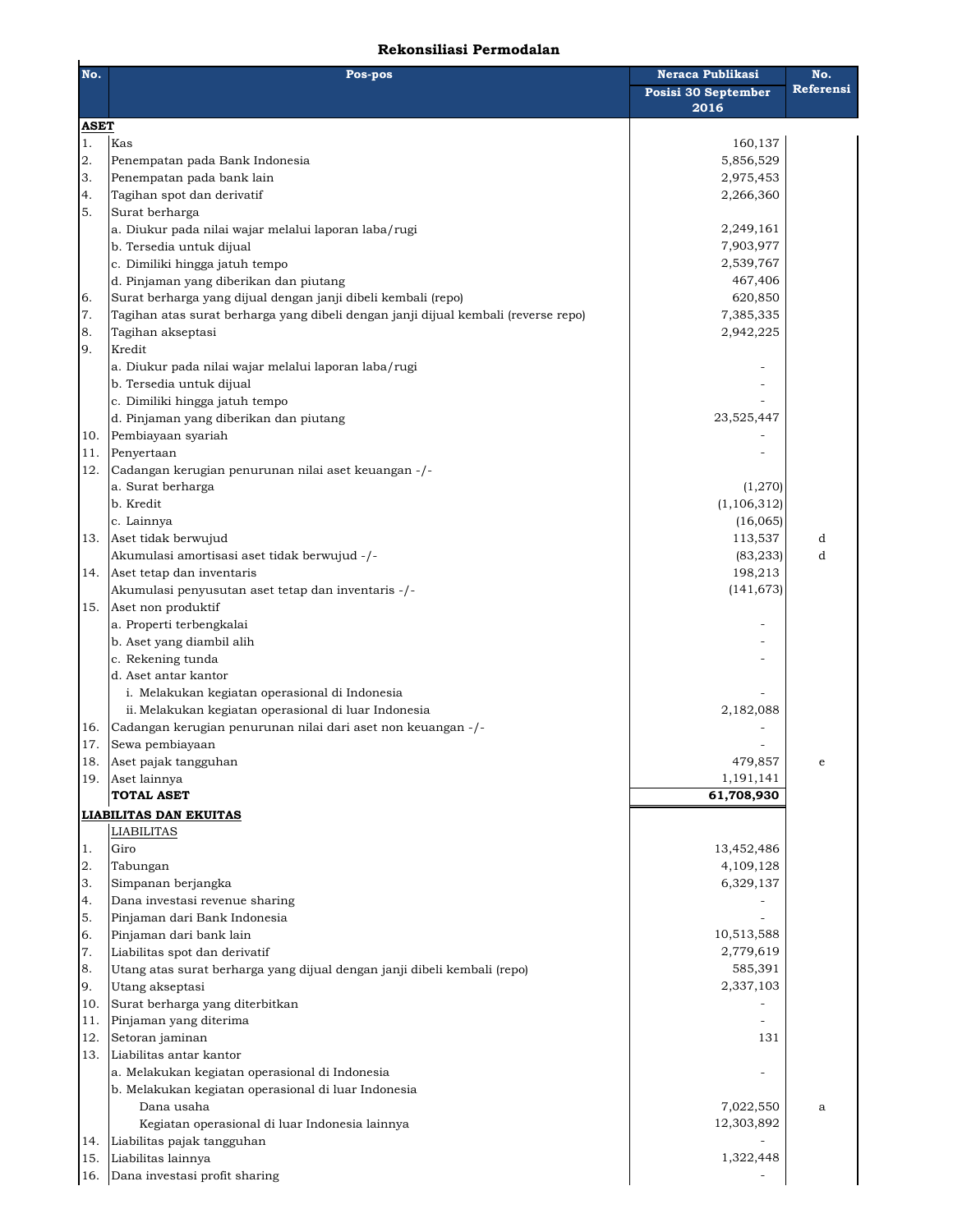## Rekonsiliasi Permodalan

| No. | Pos-pos | Neraca Publikasi Posisi 30 September 2016 | No. Referensi |
|---|---|---|---|
| **ASET** | | | |
| 1. | Kas | 160,137 | |
| 2. | Penempatan pada Bank Indonesia | 5,856,529 | |
| 3. | Penempatan pada bank lain | 2,975,453 | |
| 4. | Tagihan spot dan derivatif | 2,266,360 | |
| 5. | Surat berharga | | |
| | a. Diukur pada nilai wajar melalui laporan laba/rugi | 2,249,161 | |
| | b. Tersedia untuk dijual | 7,903,977 | |
| | c. Dimiliki hingga jatuh tempo | 2,539,767 | |
| | d. Pinjaman yang diberikan dan piutang | 467,406 | |
| 6. | Surat berharga yang dijual dengan janji dibeli kembali (repo) | 620,850 | |
| 7. | Tagihan atas surat berharga yang dibeli dengan janji dijual kembali (reverse repo) | 7,385,335 | |
| 8. | Tagihan akseptasi | 2,942,225 | |
| 9. | Kredit | | |
| | a. Diukur pada nilai wajar melalui laporan laba/rugi | - | |
| | b. Tersedia untuk dijual | - | |
| | c. Dimiliki hingga jatuh tempo | - | |
| | d. Pinjaman yang diberikan dan piutang | 23,525,447 | |
| 10. | Pembiayaan syariah | - | |
| 11. | Penyertaan | - | |
| 12. | Cadangan kerugian penurunan nilai aset keuangan -/- | | |
| | a. Surat berharga | (1,270) | |
| | b. Kredit | (1,106,312) | |
| | c. Lainnya | (16,065) | |
| 13. | Aset tidak berwujud | 113,537 | d |
| | Akumulasi amortisasi aset tidak berwujud -/- | (83,233) | d |
| 14. | Aset tetap dan inventaris | 198,213 | |
| | Akumulasi penyusutan aset tetap dan inventaris -/- | (141,673) | |
| 15. | Aset non produktif | | |
| | a. Properti terbengkalai | - | |
| | b. Aset yang diambil alih | - | |
| | c. Rekening tunda | - | |
| | d. Aset antar kantor | | |
| | i. Melakukan kegiatan operasional di Indonesia | - | |
| | ii. Melakukan kegiatan operasional di luar Indonesia | 2,182,088 | |
| 16. | Cadangan kerugian penurunan nilai dari aset non keuangan -/- | - | |
| 17. | Sewa pembiayaan | - | |
| 18. | Aset pajak tangguhan | 479,857 | e |
| 19. | Aset lainnya | 1,191,141 | |
| | **TOTAL ASET** | **61,708,930** | |
| **LIABILITAS DAN EKUITAS** | | | |
| | LIABILITAS | | |
| 1. | Giro | 13,452,486 | |
| 2. | Tabungan | 4,109,128 | |
| 3. | Simpanan berjangka | 6,329,137 | |
| 4. | Dana investasi revenue sharing | - | |
| 5. | Pinjaman dari Bank Indonesia | - | |
| 6. | Pinjaman dari bank lain | 10,513,588 | |
| 7. | Liabilitas spot dan derivatif | 2,779,619 | |
| 8. | Utang atas surat berharga yang dijual dengan janji dibeli kembali (repo) | 585,391 | |
| 9. | Utang akseptasi | 2,337,103 | |
| 10. | Surat berharga yang diterbitkan | - | |
| 11. | Pinjaman yang diterima | - | |
| 12. | Setoran jaminan | 131 | |
| 13. | Liabilitas antar kantor | | |
| | a. Melakukan kegiatan operasional di Indonesia | - | |
| | b. Melakukan kegiatan operasional di luar Indonesia | | |
| | Dana usaha | 7,022,550 | a |
| | Kegiatan operasional di luar Indonesia lainnya | 12,303,892 | |
| 14. | Liabilitas pajak tangguhan | - | |
| 15. | Liabilitas lainnya | 1,322,448 | |
| 16. | Dana investasi profit sharing | - | |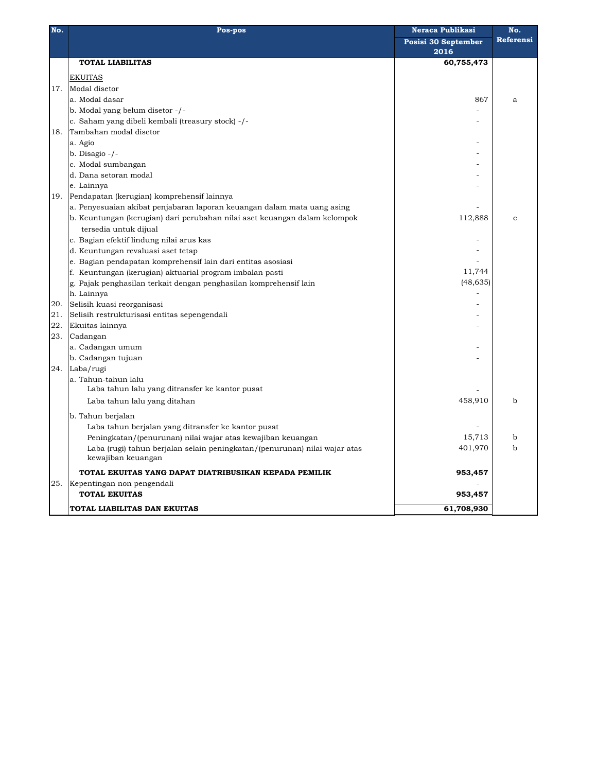| No. | Pos-pos | Neraca Publikasi Posisi 30 September 2016 | No. Referensi |
|---|---|---|---|
| | **TOTAL LIABILITAS** | **60,755,473** | |
| | EKUITAS | | |
| 17. | Modal disetor | | |
| | a. Modal dasar | 867 | a |
| | b. Modal yang belum disetor -/- | - | |
| | c. Saham yang dibeli kembali (treasury stock) -/- | - | |
| 18. | Tambahan modal disetor | | |
| | a. Agio | - | |
| | b. Disagio -/- | - | |
| | c. Modal sumbangan | - | |
| | d. Dana setoran modal | - | |
| | e. Lainnya | - | |
| 19. | Pendapatan (kerugian) komprehensif lainnya | | |
| | a. Penyesuaian akibat penjabaran laporan keuangan dalam mata uang asing | - | |
| | b. Keuntungan (kerugian) dari perubahan nilai aset keuangan dalam kelompok tersedia untuk dijual | 112,888 | c |
| | c. Bagian efektif lindung nilai arus kas | - | |
| | d. Keuntungan revaluasi aset tetap | - | |
| | e. Bagian pendapatan komprehensif lain dari entitas asosiasi | - | |
| | f. Keuntungan (kerugian) aktuarial program imbalan pasti | 11,744 | |
| | g. Pajak penghasilan terkait dengan penghasilan komprehensif lain | (48,635) | |
| | h. Lainnya | - | |
| 20. | Selisih kuasi reorganisasi | - | |
| 21. | Selisih restrukturisasi entitas sepengendali | - | |
| 22. | Ekuitas lainnya | - | |
| 23. | Cadangan | | |
| | a. Cadangan umum | - | |
| | b. Cadangan tujuan | - | |
| 24. | Laba/rugi | | |
| | a. Tahun-tahun lalu | | |
| | Laba tahun lalu yang ditransfer ke kantor pusat | - | |
| | Laba tahun lalu yang ditahan | 458,910 | b |
| | b. Tahun berjalan | | |
| | Laba tahun berjalan yang ditransfer ke kantor pusat | - | |
| | Peningkatan/(penurunan) nilai wajar atas kewajiban keuangan | 15,713 | b |
| | Laba (rugi) tahun berjalan selain peningkatan/(penurunan) nilai wajar atas kewajiban keuangan | 401,970 | b |
| | **TOTAL EKUITAS YANG DAPAT DIATRIBUSIKAN KEPADA PEMILIK** | **953,457** | |
| 25. | Kepentingan non pengendali | - | |
| | **TOTAL EKUITAS** | **953,457** | |
| | **TOTAL LIABILITAS DAN EKUITAS** | **61,708,930** | |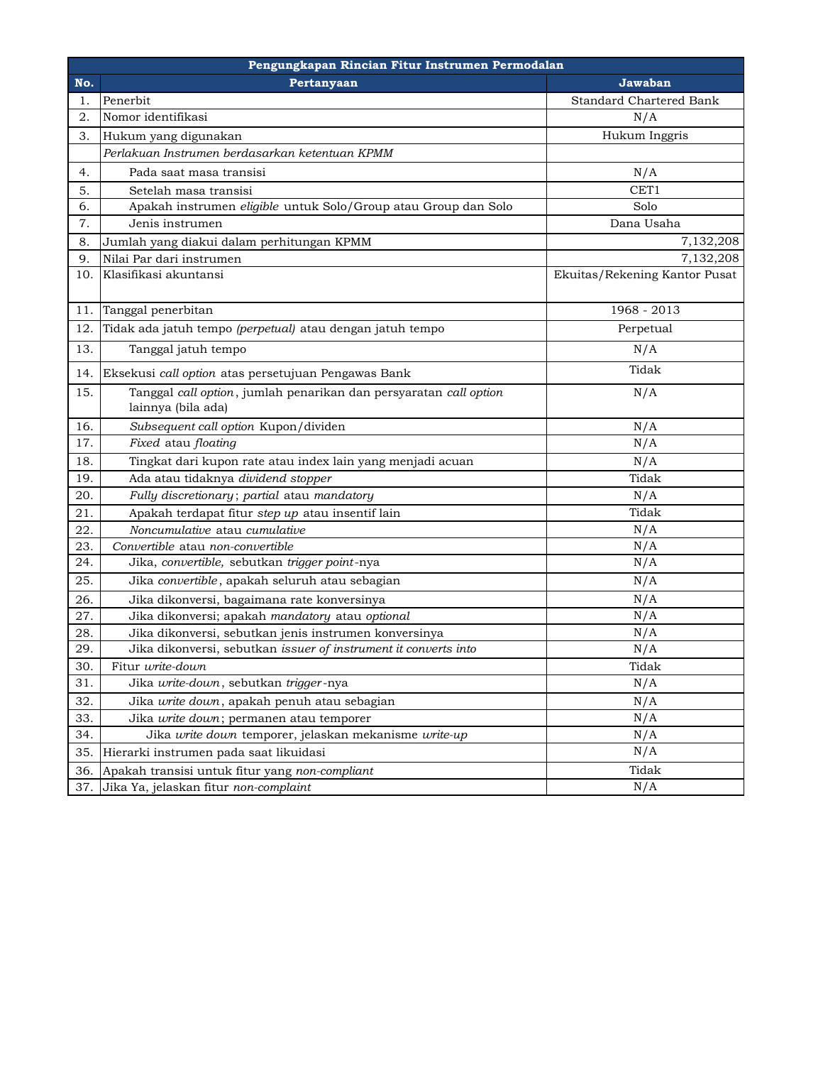| Pengungkapan Rincian Fitur Instrumen Permodalan | | |
|---|---|---|
| **No.** | **Pertanyaan** | **Jawaban** |
| 1. | Penerbit | Standard Chartered Bank |
| 2. | Nomor identifikasi | N/A |
| 3. | Hukum yang digunakan | Hukum Inggris |
| | *Perlakuan Instrumen berdasarkan ketentuan KPMM* | |
| 4. | Pada saat masa transisi | N/A |
| 5. | Setelah masa transisi | CET1 |
| 6. | Apakah instrumen *eligible* untuk Solo/Group atau Group dan Solo | Solo |
| 7. | Jenis instrumen | Dana Usaha |
| 8. | Jumlah yang diakui dalam perhitungan KPMM | 7,132,208 |
| 9. | Nilai Par dari instrumen | 7,132,208 |
| 10. | Klasifikasi akuntansi | Ekuitas/Rekening Kantor Pusat |
| 11. | Tanggal penerbitan | 1968 - 2013 |
| 12. | Tidak ada jatuh tempo *(perpetual)* atau dengan jatuh tempo | Perpetual |
| 13. | Tanggal jatuh tempo | N/A |
| 14. | Eksekusi *call option* atas persetujuan Pengawas Bank | Tidak |
| 15. | Tanggal *call option*, jumlah penarikan dan persyaratan *call option* lainnya (bila ada) | N/A |
| 16. | *Subsequent call option* Kupon/dividen | N/A |
| 17. | *Fixed* atau *floating* | N/A |
| 18. | Tingkat dari kupon rate atau index lain yang menjadi acuan | N/A |
| 19. | Ada atau tidaknya *dividend stopper* | Tidak |
| 20. | *Fully discretionary*; *partial* atau *mandatory* | N/A |
| 21. | Apakah terdapat fitur *step up* atau insentif lain | Tidak |
| 22. | *Noncumulative* atau *cumulative* | N/A |
| 23. | *Convertible* atau *non-convertible* | N/A |
| 24. | Jika, *convertible,* sebutkan *trigger point*-nya | N/A |
| 25. | Jika *convertible*, apakah seluruh atau sebagian | N/A |
| 26. | Jika dikonversi, bagaimana rate konversinya | N/A |
| 27. | Jika dikonversi; apakah *mandatory* atau *optional* | N/A |
| 28. | Jika dikonversi, sebutkan jenis instrumen konversinya | N/A |
| 29. | Jika dikonversi, sebutkan *issuer of instrument it converts into* | N/A |
| 30. | Fitur *write-down* | Tidak |
| 31. | Jika *write-down*, sebutkan *trigger*-nya | N/A |
| 32. | Jika *write down*, apakah penuh atau sebagian | N/A |
| 33. | Jika *write down*; permanen atau temporer | N/A |
| 34. | Jika *write down* temporer, jelaskan mekanisme *write-up* | N/A |
| 35. | Hierarki instrumen pada saat likuidasi | N/A |
| 36. | Apakah transisi untuk fitur yang *non-compliant* | Tidak |
| 37. | Jika Ya, jelaskan fitur *non-complaint* | N/A |